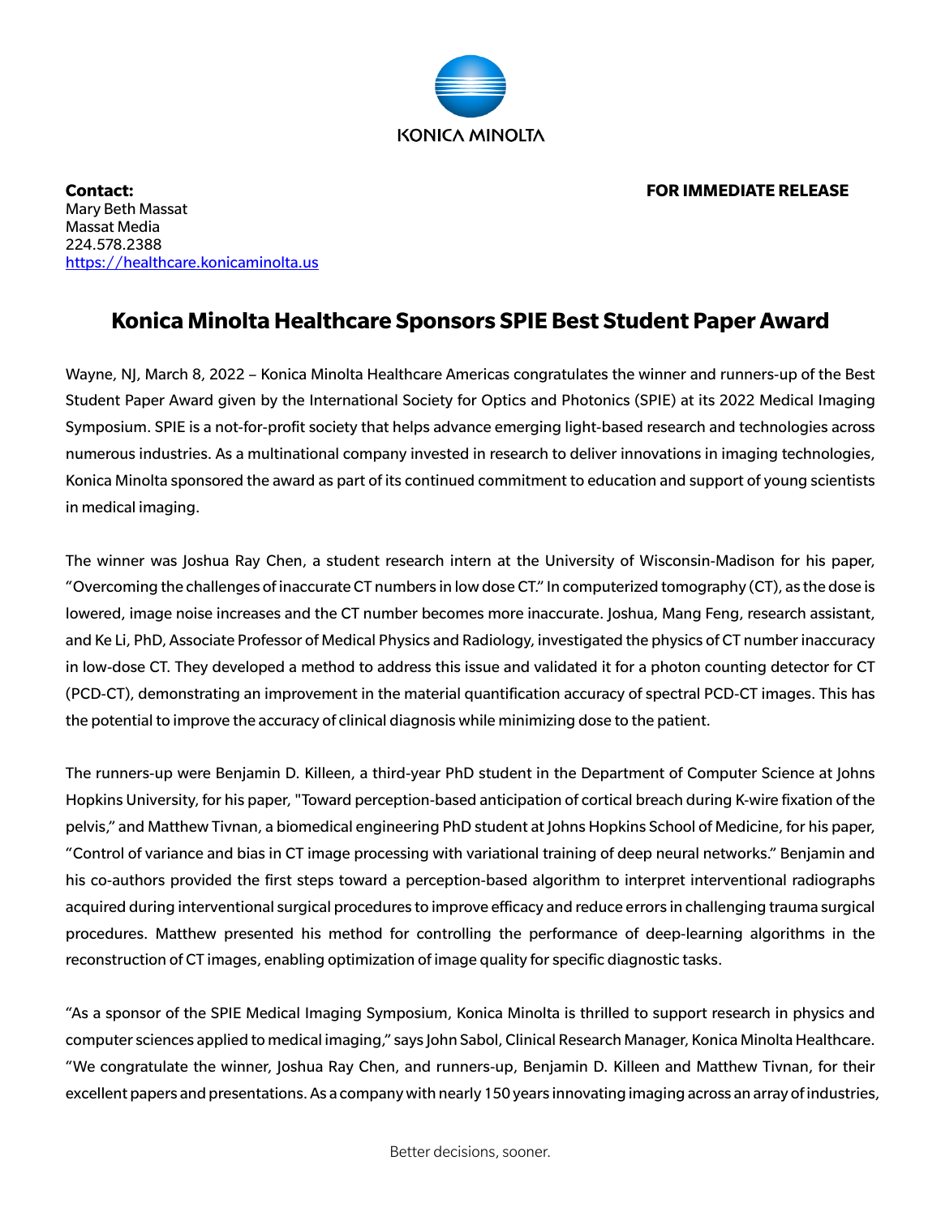KONICA MINOLTA

**Contact:**
Mary Beth Massat
Massat Media
224.578.2388
[https://healthcare.konicaminolta.us](https://healthcare.konicaminolta.us)

**FOR IMMEDIATE RELEASE**

# Konica Minolta Healthcare Sponsors SPIE Best Student Paper Award

Wayne, NJ, March 8, 2022 – Konica Minolta Healthcare Americas congratulates the winner and runners-up of the Best Student Paper Award given by the International Society for Optics and Photonics (SPIE) at its 2022 Medical Imaging Symposium. SPIE is a not-for-profit society that helps advance emerging light-based research and technologies across numerous industries. As a multinational company invested in research to deliver innovations in imaging technologies, Konica Minolta sponsored the award as part of its continued commitment to education and support of young scientists in medical imaging.

The winner was Joshua Ray Chen, a student research intern at the University of Wisconsin-Madison for his paper, "Overcoming the challenges of inaccurate CT numbers in low dose CT." In computerized tomography (CT), as the dose is lowered, image noise increases and the CT number becomes more inaccurate. Joshua, Mang Feng, research assistant, and Ke Li, PhD, Associate Professor of Medical Physics and Radiology, investigated the physics of CT number inaccuracy in low-dose CT. They developed a method to address this issue and validated it for a photon counting detector for CT (PCD-CT), demonstrating an improvement in the material quantification accuracy of spectral PCD-CT images. This has the potential to improve the accuracy of clinical diagnosis while minimizing dose to the patient.

The runners-up were Benjamin D. Killeen, a third-year PhD student in the Department of Computer Science at Johns Hopkins University, for his paper, "Toward perception-based anticipation of cortical breach during K-wire fixation of the pelvis," and Matthew Tivnan, a biomedical engineering PhD student at Johns Hopkins School of Medicine, for his paper, "Control of variance and bias in CT image processing with variational training of deep neural networks." Benjamin and his co-authors provided the first steps toward a perception-based algorithm to interpret interventional radiographs acquired during interventional surgical procedures to improve efficacy and reduce errors in challenging trauma surgical procedures. Matthew presented his method for controlling the performance of deep-learning algorithms in the reconstruction of CT images, enabling optimization of image quality for specific diagnostic tasks.

"As a sponsor of the SPIE Medical Imaging Symposium, Konica Minolta is thrilled to support research in physics and computer sciences applied to medical imaging," says John Sabol, Clinical Research Manager, Konica Minolta Healthcare. "We congratulate the winner, Joshua Ray Chen, and runners-up, Benjamin D. Killeen and Matthew Tivnan, for their excellent papers and presentations. As a company with nearly 150 years innovating imaging across an array of industries,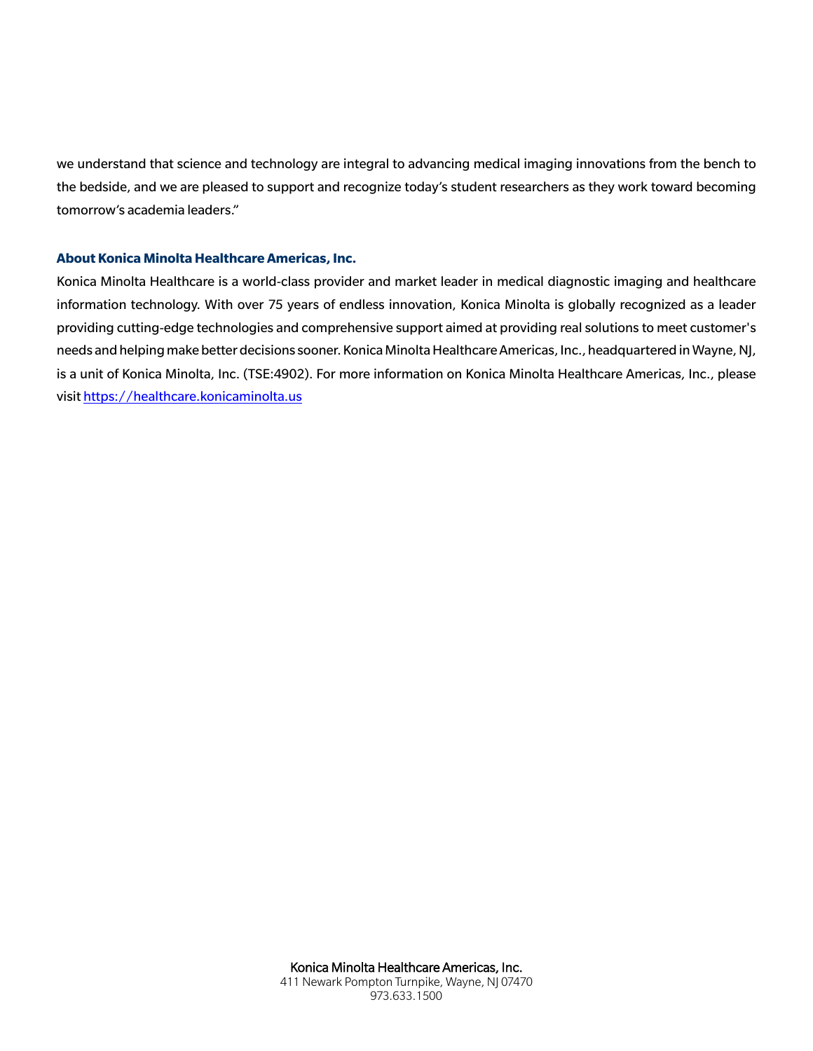we understand that science and technology are integral to advancing medical imaging innovations from the bench to the bedside, and we are pleased to support and recognize today's student researchers as they work toward becoming tomorrow's academia leaders."

### About Konica Minolta Healthcare Americas, Inc.

Konica Minolta Healthcare is a world-class provider and market leader in medical diagnostic imaging and healthcare information technology. With over 75 years of endless innovation, Konica Minolta is globally recognized as a leader providing cutting-edge technologies and comprehensive support aimed at providing real solutions to meet customer's needs and helping make better decisions sooner. Konica Minolta Healthcare Americas, Inc., headquartered in Wayne, NJ, is a unit of Konica Minolta, Inc. (TSE:4902). For more information on Konica Minolta Healthcare Americas, Inc., please visit [https://healthcare.konicaminolta.us](https://healthcare.konicaminolta.us)

Konica Minolta Healthcare Americas, Inc.
411 Newark Pompton Turnpike, Wayne, NJ 07470
973.633.1500